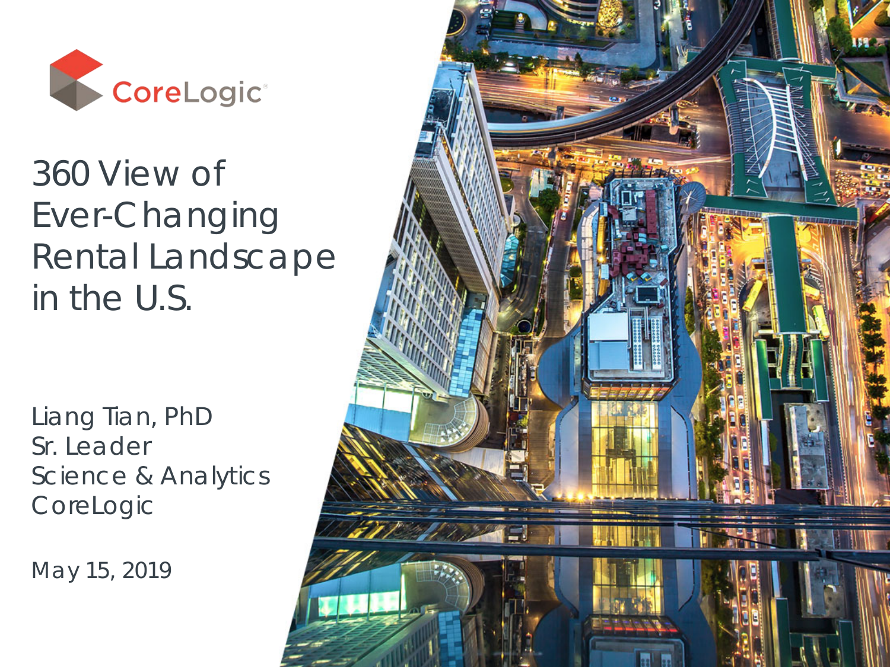CoreLogic®

# 360 View of Ever-Changing Rental Landscape in the U.S.

Liang Tian, PhD
Sr. Leader
Science & Analytics
CoreLogic

May 15, 2019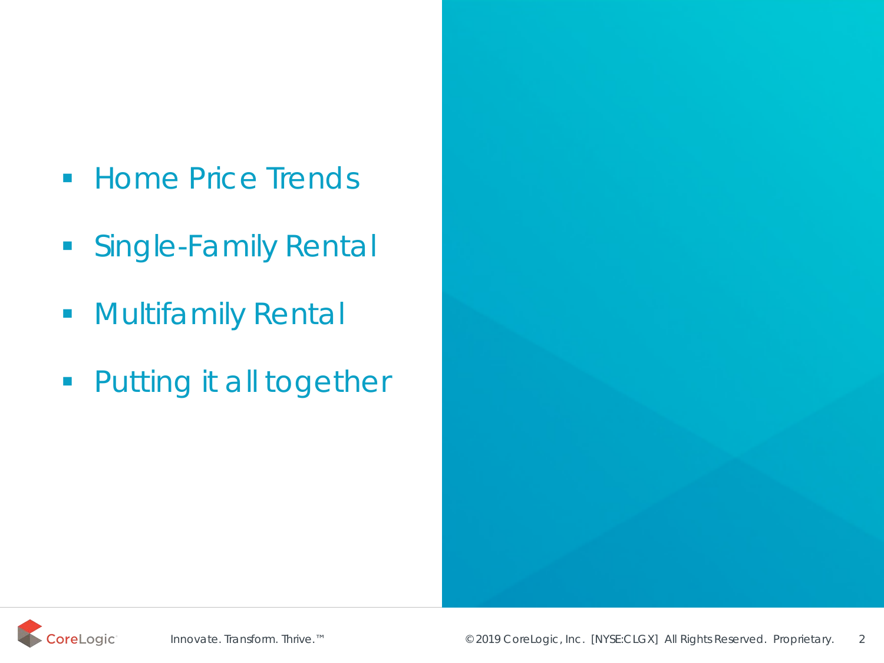- Home Price Trends
- Single-Family Rental
- Multifamily Rental
- Putting it all together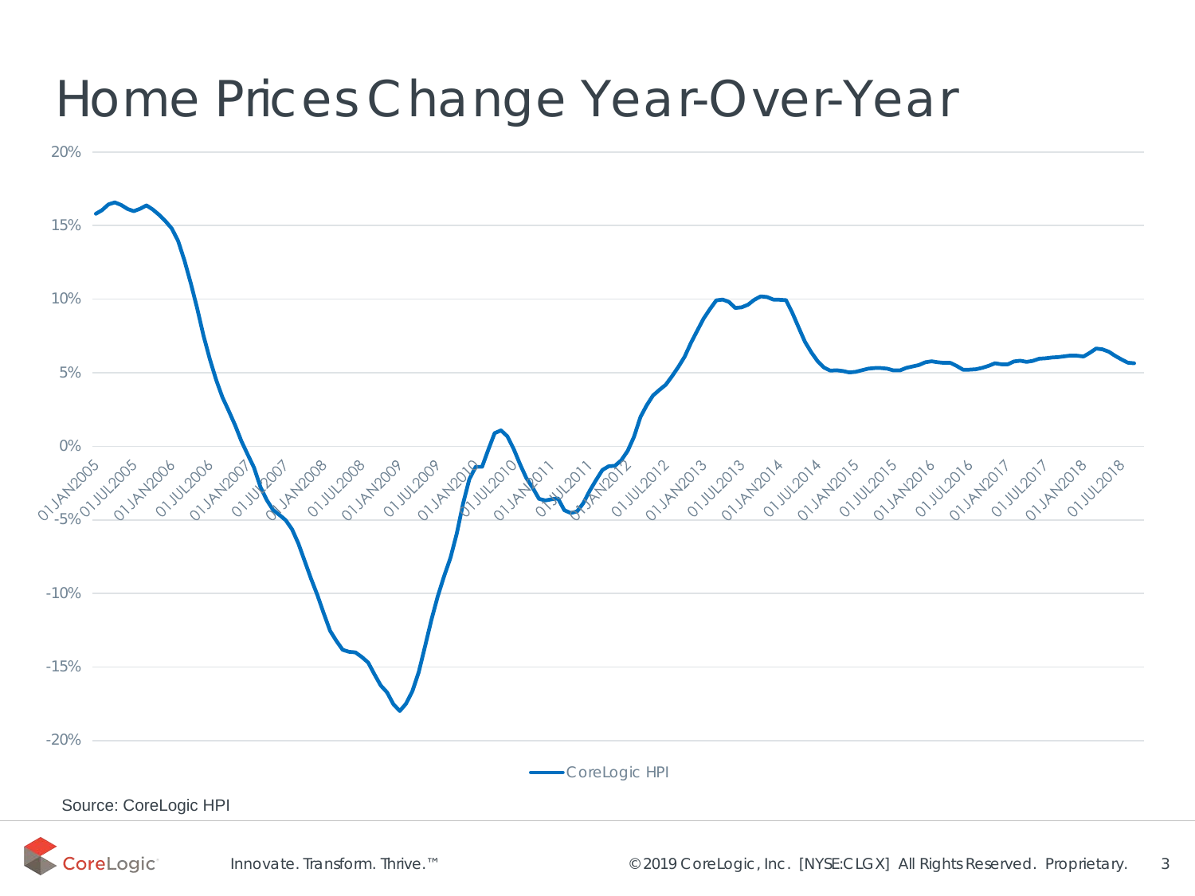# Home Prices Change Year-Over-Year

Source: CoreLogic HPI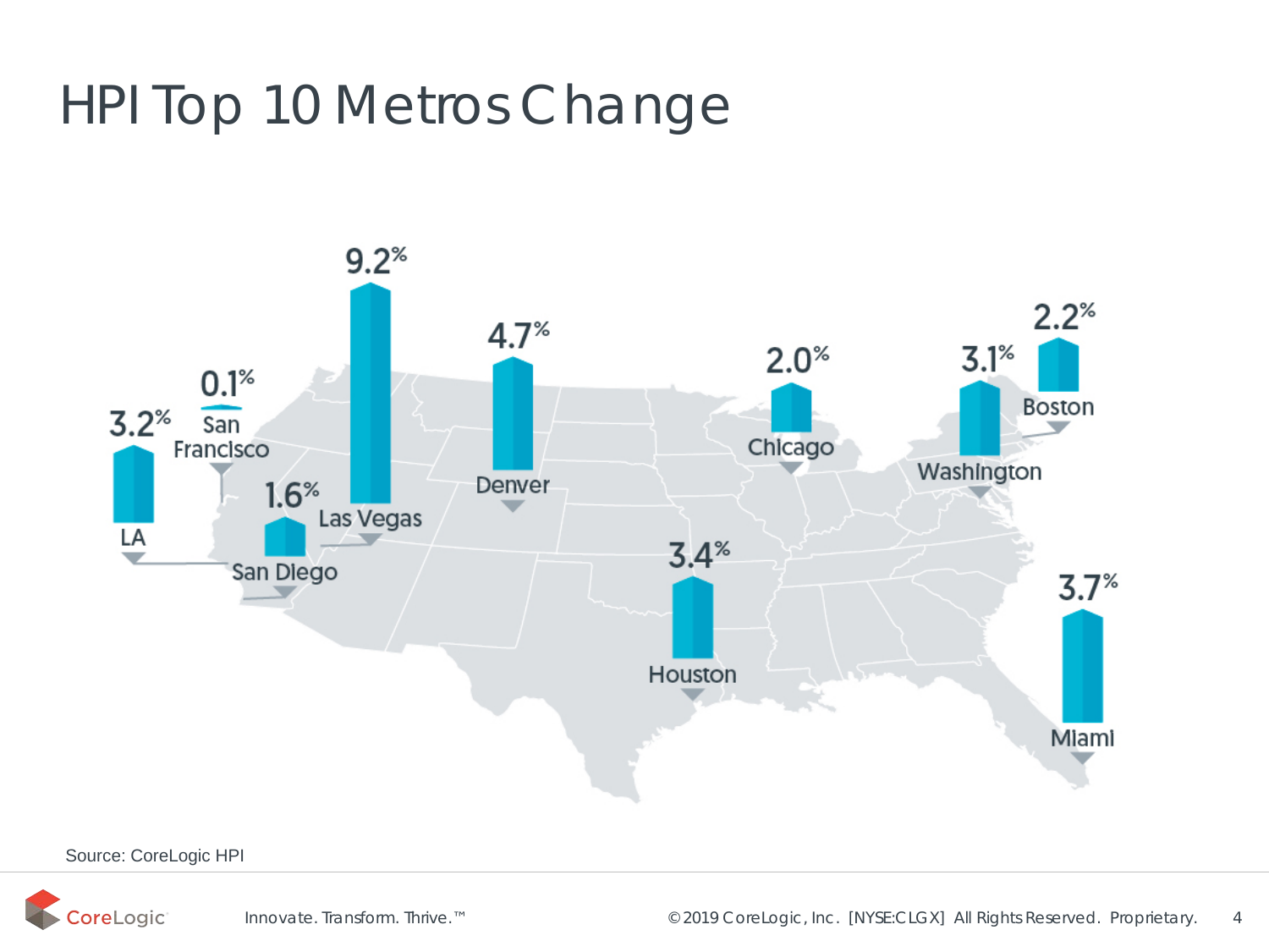# HPI Top 10 Metros Change

| Metro | Change |
| --- | --- |
| LA | 3.2% |
| San Francisco | 0.1% |
| San Diego | 1.6% |
| Las Vegas | 9.2% |
| Denver | 4.7% |
| Houston | 3.4% |
| Chicago | 2.0% |
| Washington | 3.1% |
| Boston | 2.2% |
| Miami | 3.7% |

Source: CoreLogic HPI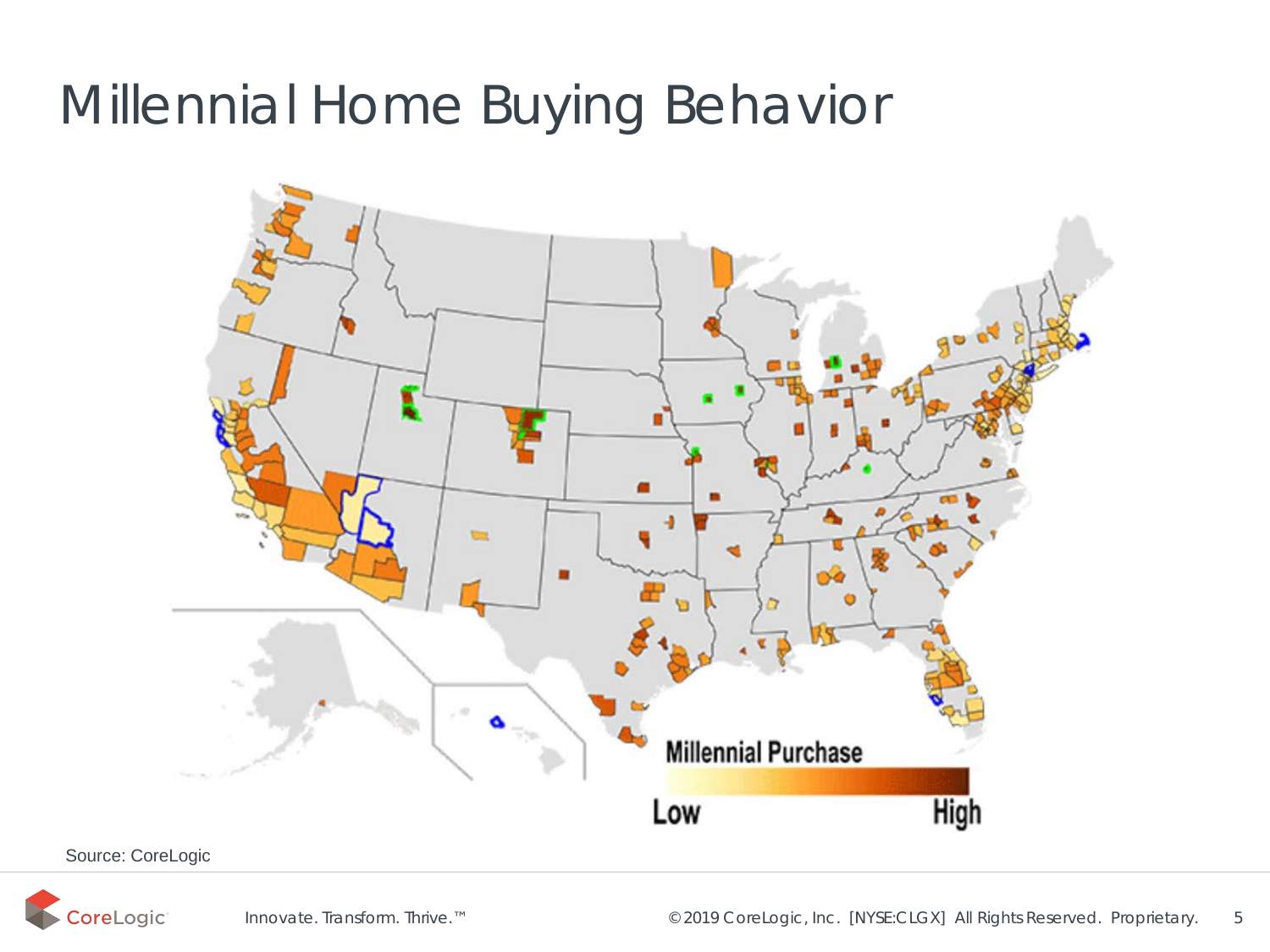# Millennial Home Buying Behavior

Millennial Purchase

Low — High

Source: CoreLogic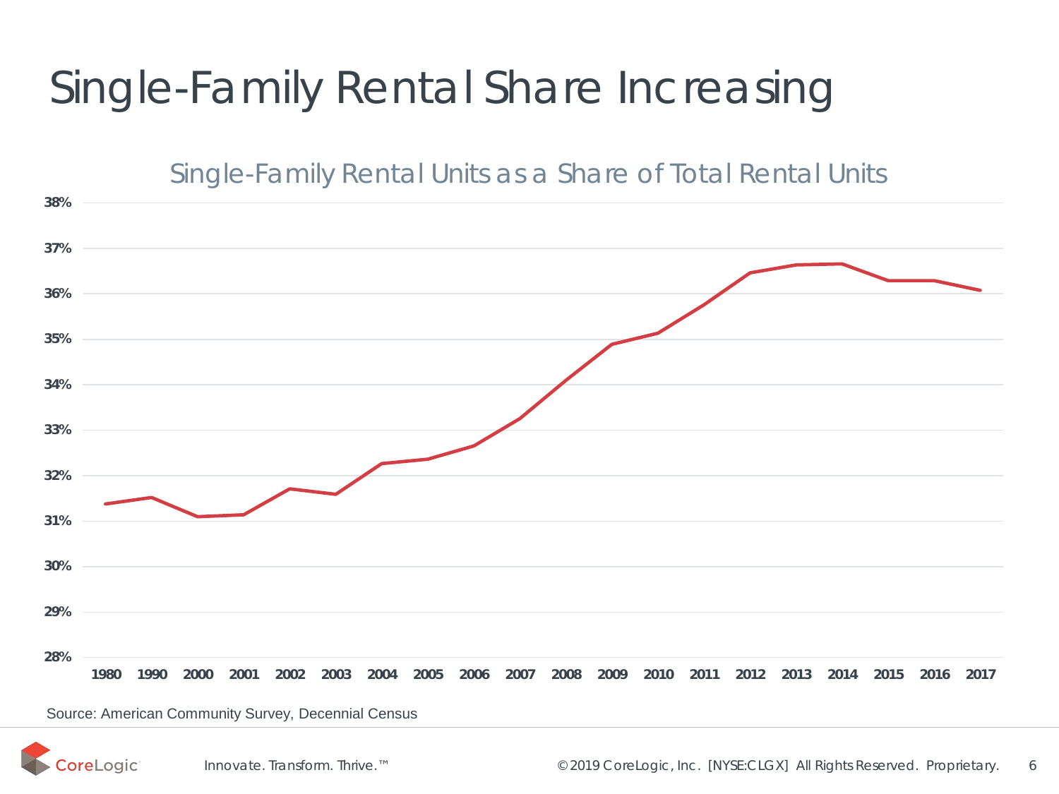# Single-Family Rental Share Increasing

Single-Family Rental Units as a Share of Total Rental Units

38%
37%
36%
35%
34%
33%
32%
31%
30%
29%
28%

1980 1990 2000 2001 2002 2003 2004 2005 2006 2007 2008 2009 2010 2011 2012 2013 2014 2015 2016 2017

Source: American Community Survey, Decennial Census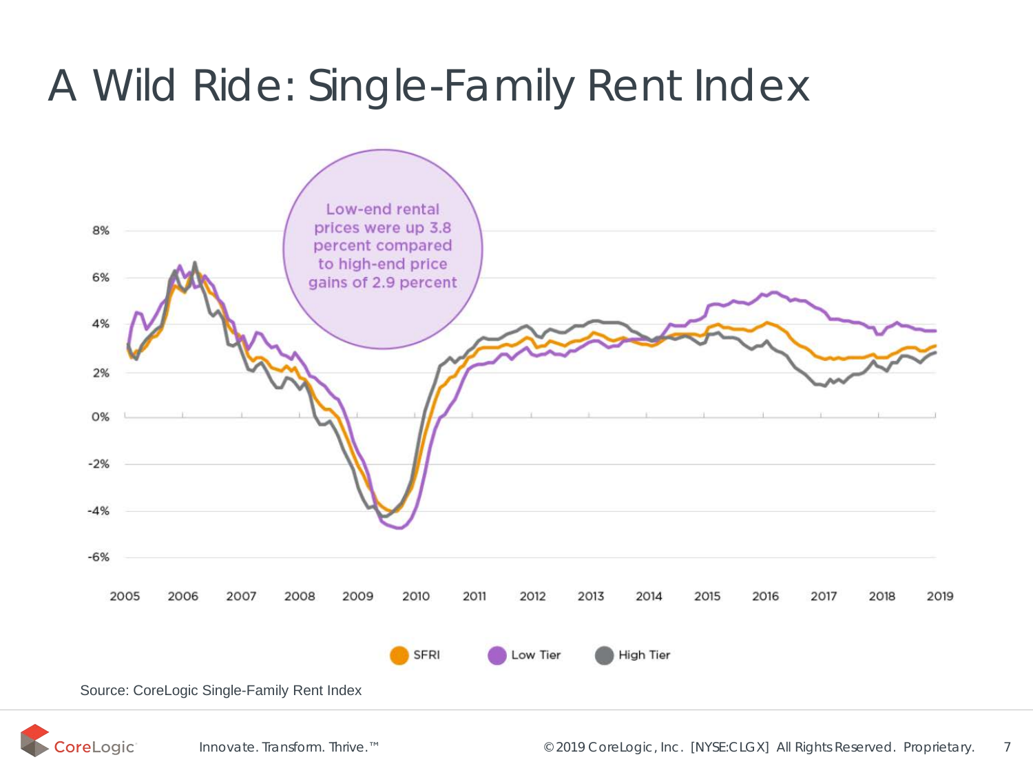# A Wild Ride: Single-Family Rent Index

Low-end rental prices were up 3.8 percent compared to high-end price gains of 2.9 percent

8%
6%
4%
2%
0%
-2%
-4%
-6%

2005 2006 2007 2008 2009 2010 2011 2012 2013 2014 2015 2016 2017 2018 2019

SFRI Low Tier High Tier

Source: CoreLogic Single-Family Rent Index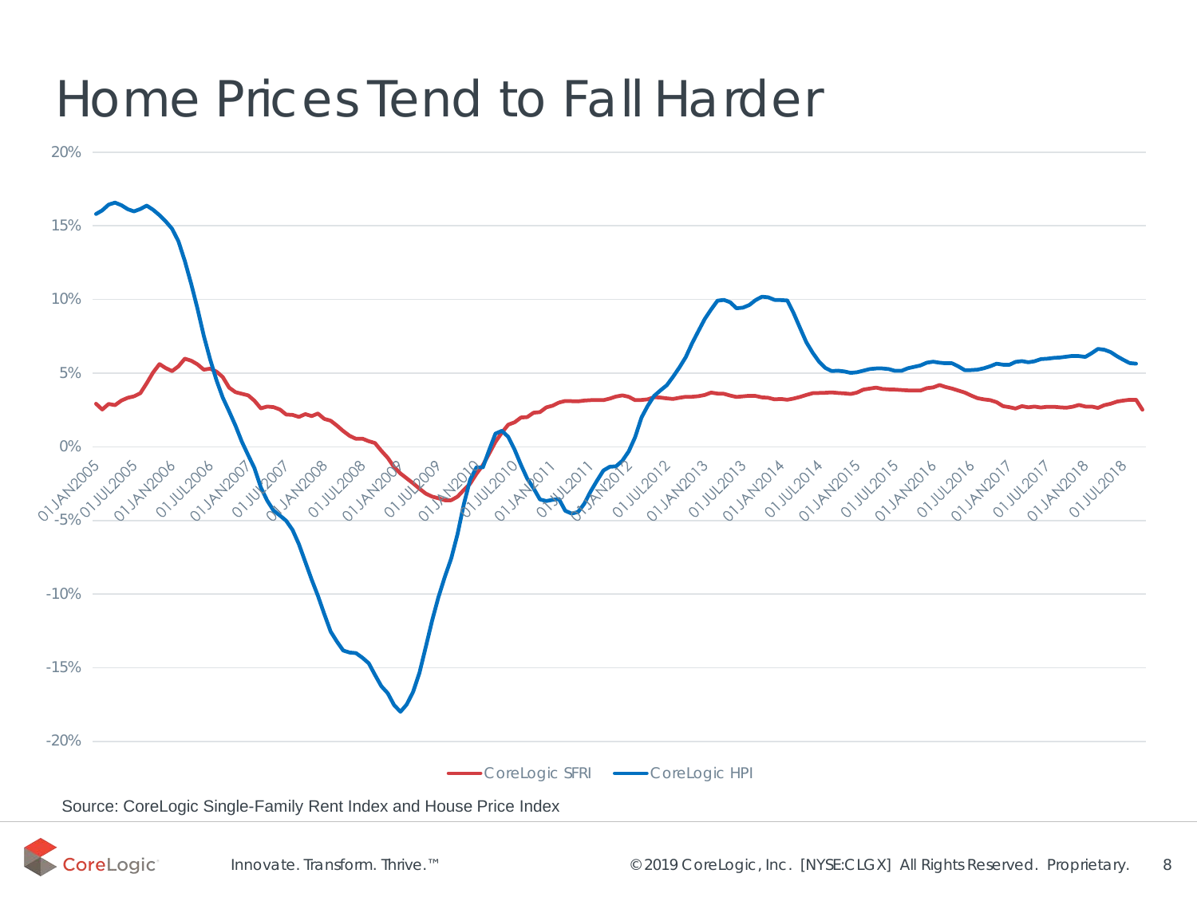# Home Prices Tend to Fall Harder

20%
15%
10%
5%
0%
-5%
-10%
-15%
-20%

01JAN2005 01JUL2005 01JAN2006 01JUL2006 01JAN2007 01JUL2007 01JAN2008 01JUL2008 01JAN2009 01JUL2009 01JAN2010 01JUL2010 01JAN2011 01JUL2011 01JAN2012 01JUL2012 01JAN2013 01JUL2013 01JAN2014 01JUL2014 01JAN2015 01JUL2015 01JAN2016 01JUL2016 01JAN2017 01JUL2017 01JAN2018 01JUL2018

CoreLogic SFRI — CoreLogic HPI

Source: CoreLogic Single-Family Rent Index and House Price Index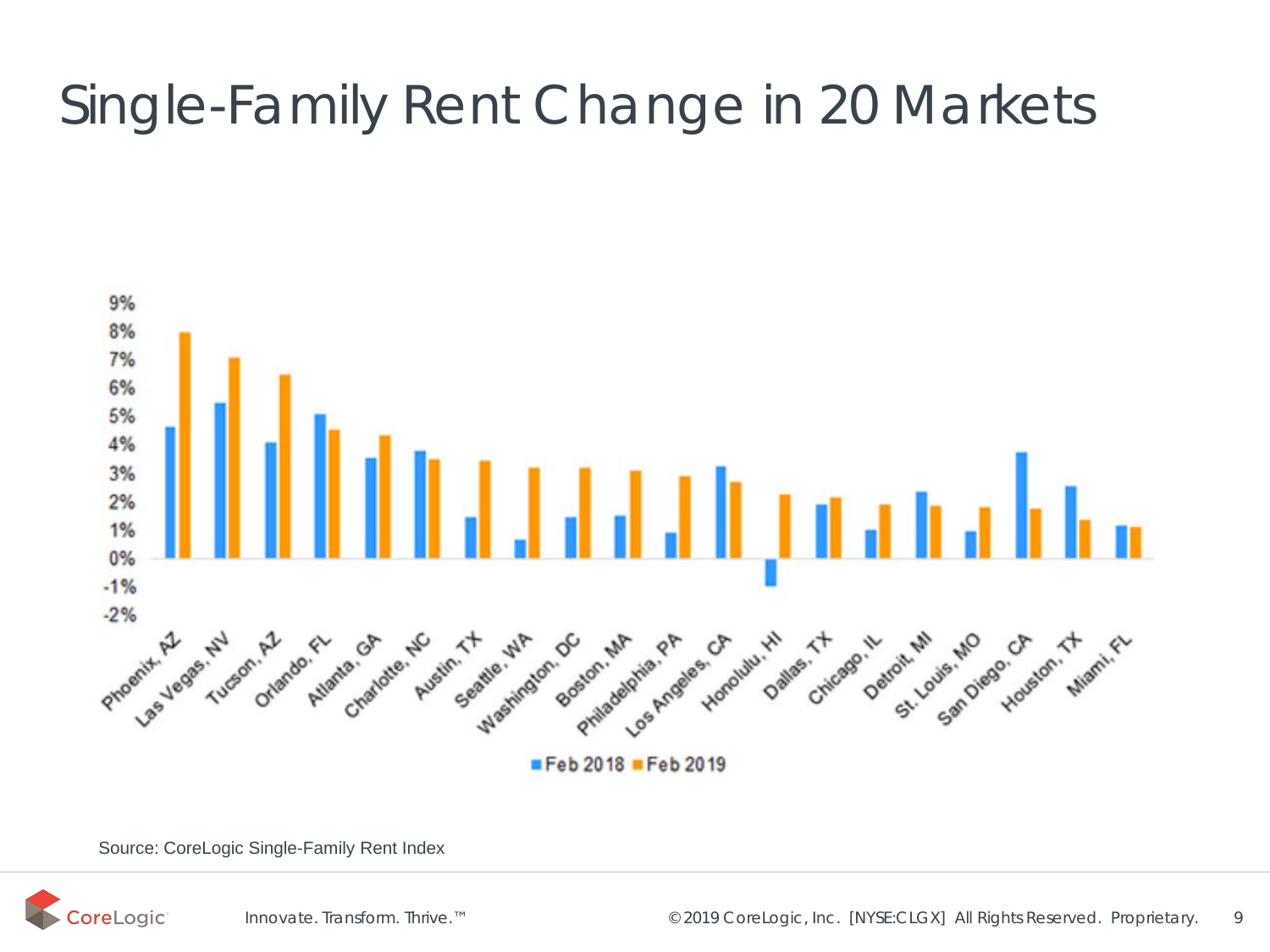# Single-Family Rent Change in 20 Markets

Source: CoreLogic Single-Family Rent Index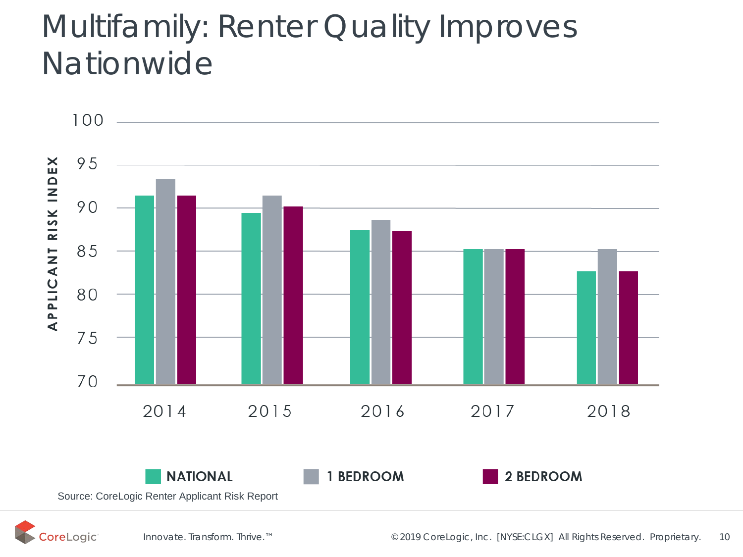# Multifamily: Renter Quality Improves Nationwide

APPLICANT RISK INDEX

100
95
90
85
80
75
70

2014 2015 2016 2017 2018

NATIONAL 1 BEDROOM 2 BEDROOM

Source: CoreLogic Renter Applicant Risk Report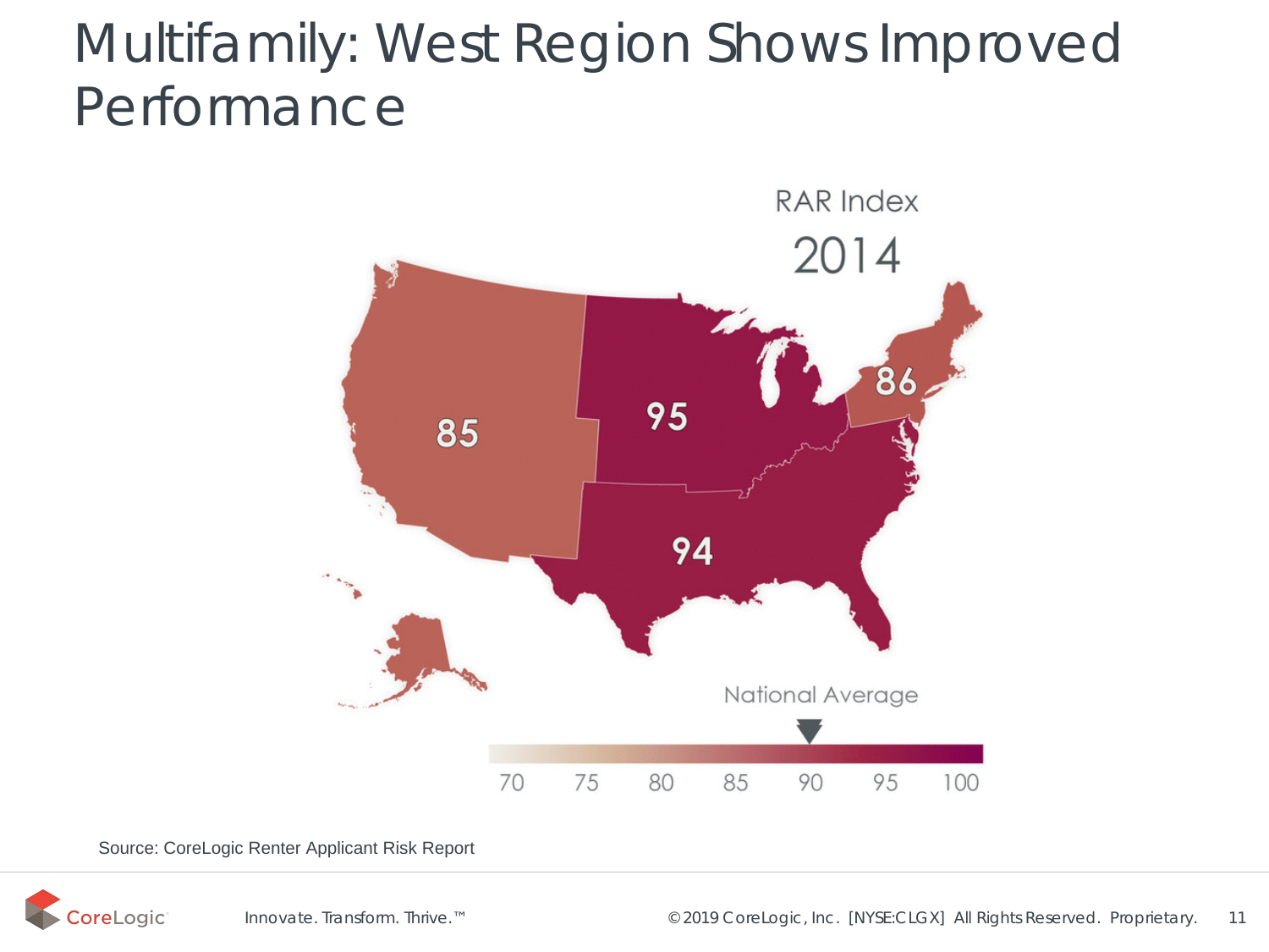# Multifamily: West Region Shows Improved Performance

RAR Index

2014

85

95

86

94

National Average

70 75 80 85 90 95 100

Source: CoreLogic Renter Applicant Risk Report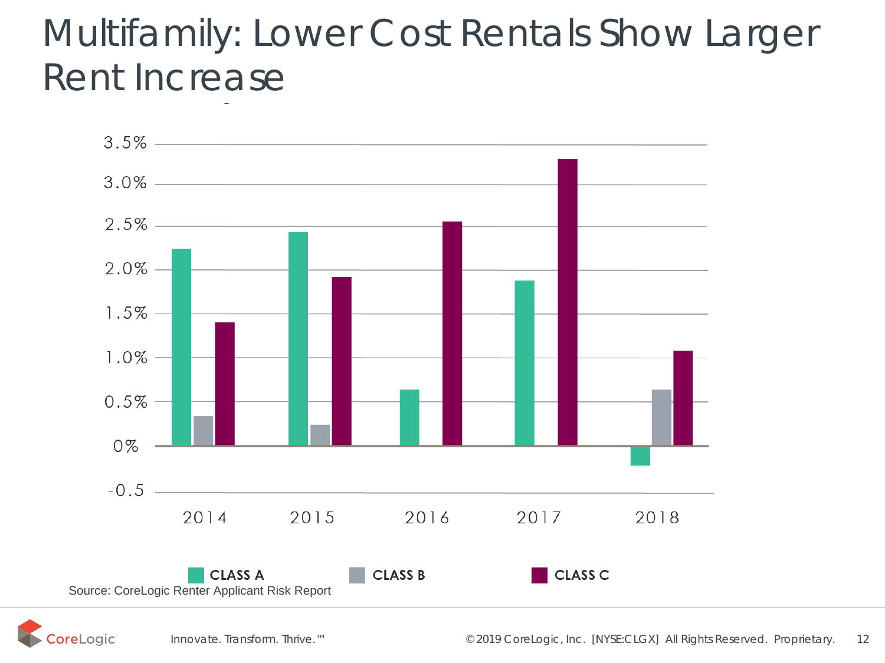# Multifamily: Lower Cost Rentals Show Larger Rent Increase

3.5%
3.0%
2.5%
2.0%
1.5%
1.0%
0.5%
0%
-0.5

2014 2015 2016 2017 2018

CLASS A CLASS B CLASS C

Source: CoreLogic Renter Applicant Risk Report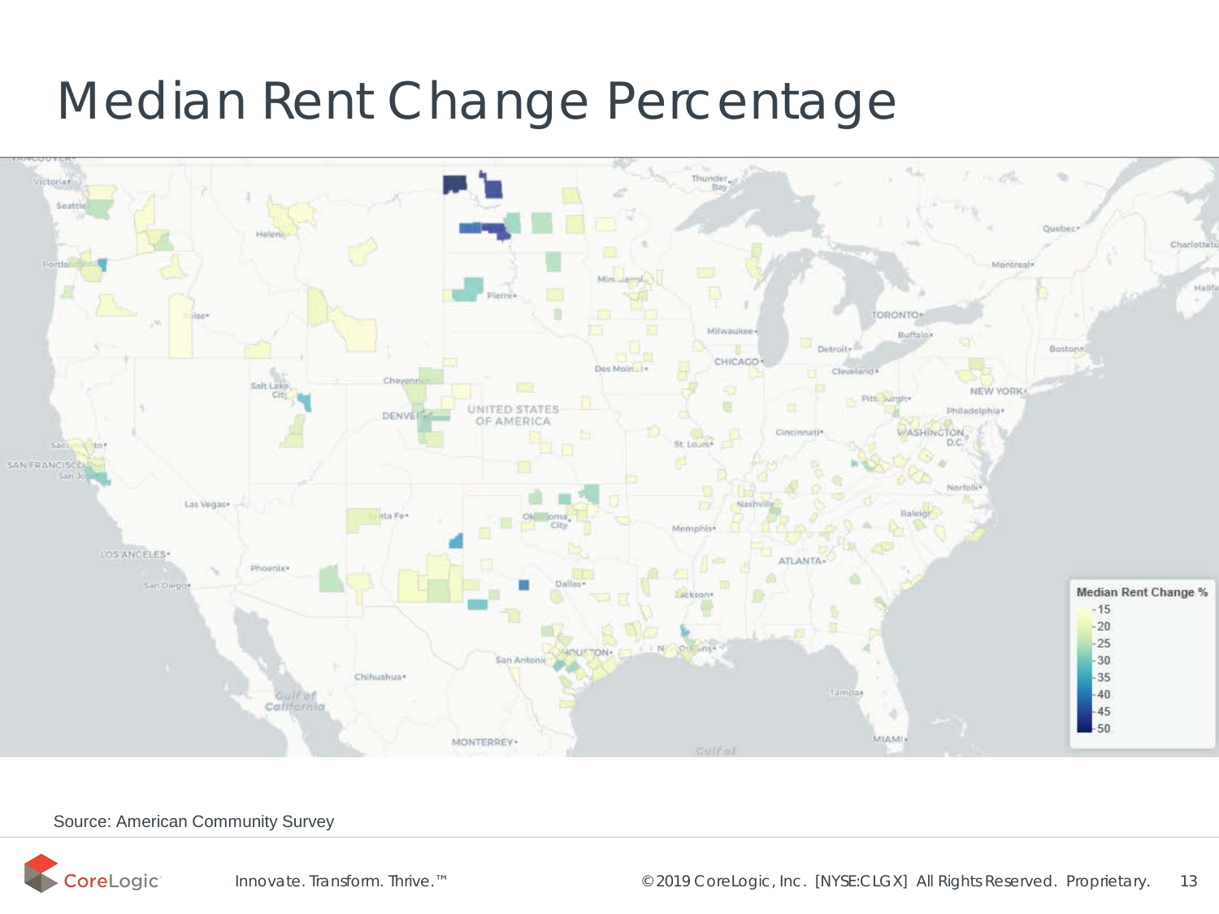# Median Rent Change Percentage

Median Rent Change %

- 15
- 20
- 25
- 30
- 35
- 40
- 45
- 50

Source: American Community Survey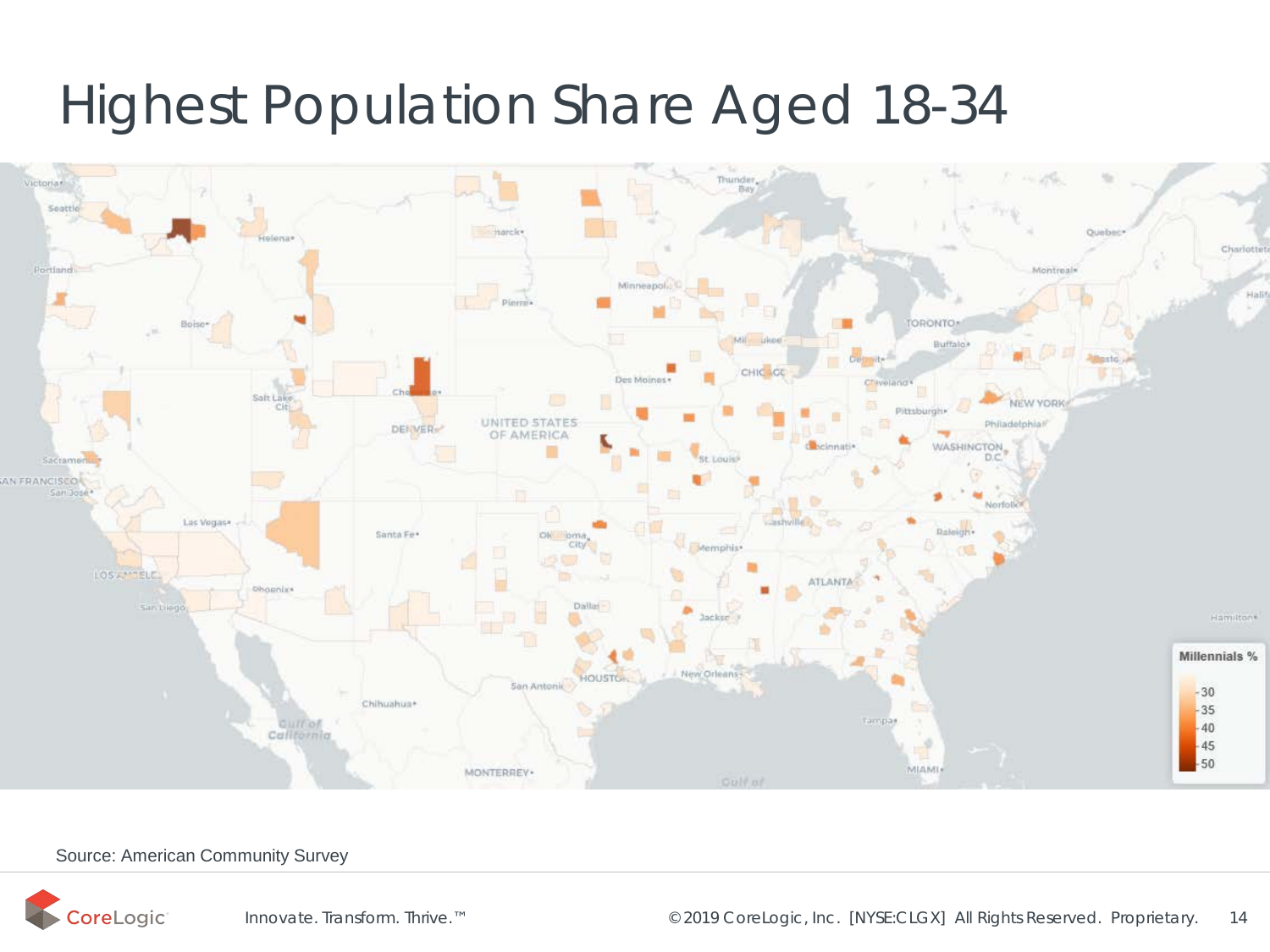# Highest Population Share Aged 18-34

Millennials %

- 30
- 35
- 40
- 45
- 50

Source: American Community Survey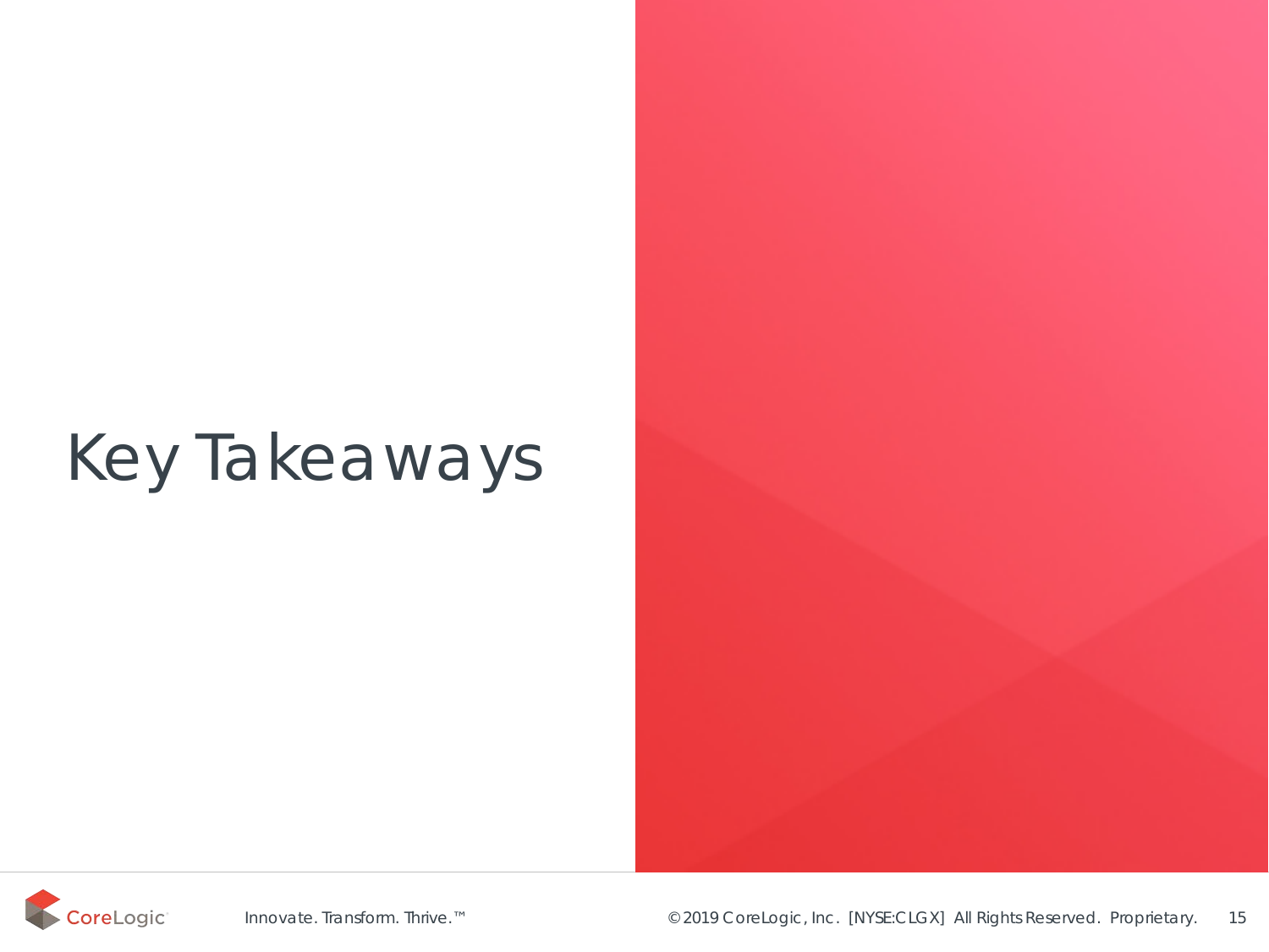# Key Takeaways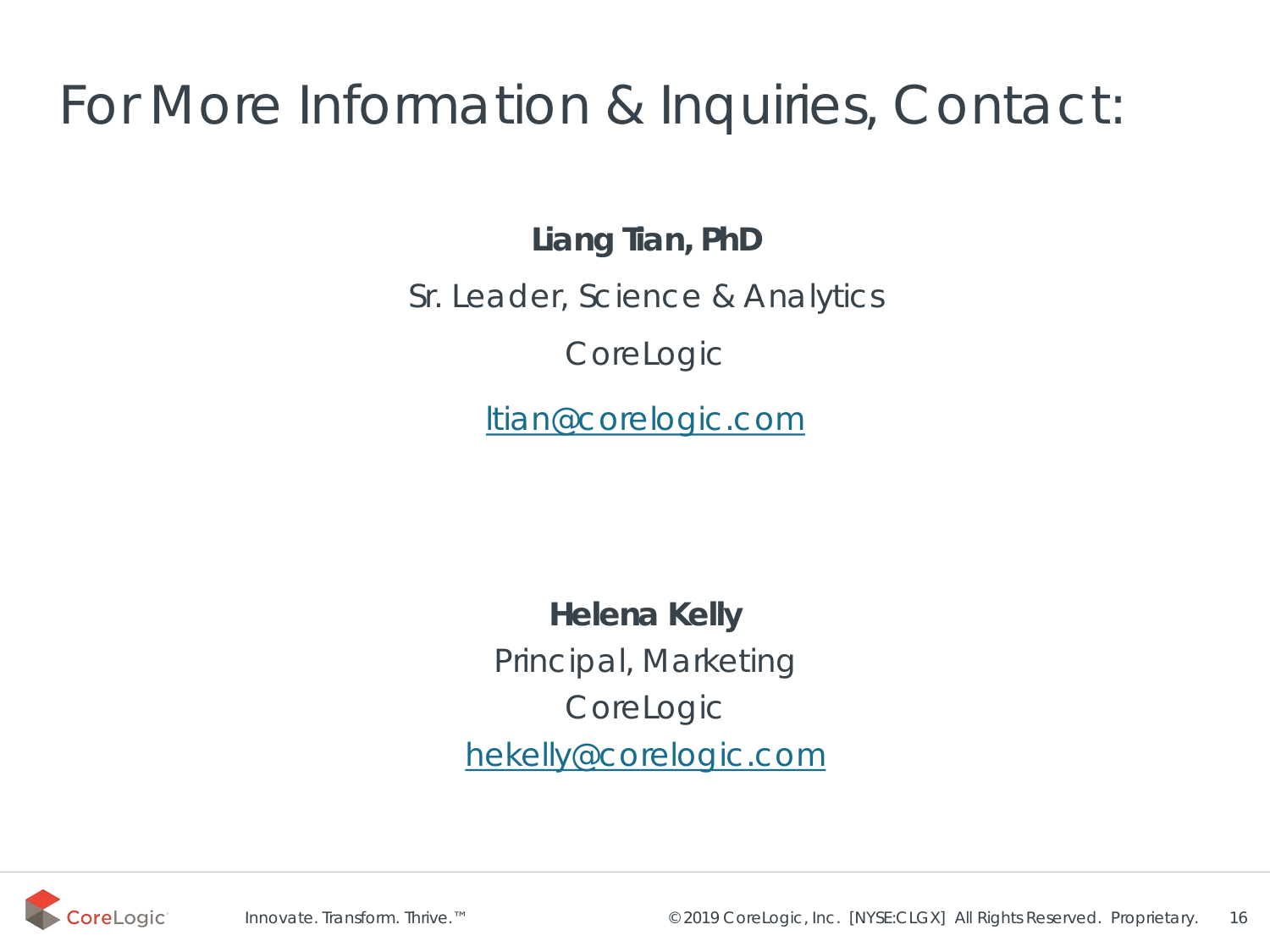# For More Information & Inquiries, Contact:

**Liang Tian, PhD**

Sr. Leader, Science & Analytics

CoreLogic

ltian@corelogic.com

**Helena Kelly**

Principal, Marketing

CoreLogic

hekelly@corelogic.com